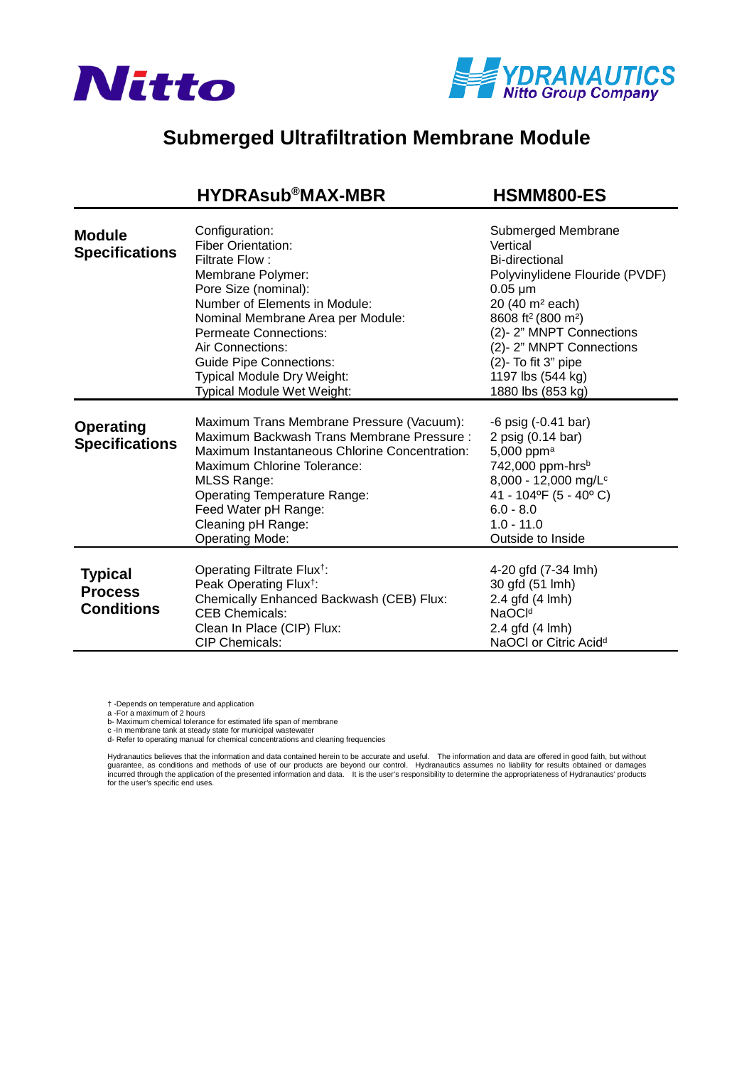Nitto

HYDRANAUTICS
Nitto Group Company

# Submerged Ultrafiltration Membrane Module

| | HYDRAsub®MAX-MBR | HSMM800-ES |
|---|---|---|
| **Module Specifications** | Configuration: | Submerged Membrane |
| | Fiber Orientation: | Vertical |
| | Filtrate Flow : | Bi-directional |
| | Membrane Polymer: | Polyvinylidene Flouride (PVDF) |
| | Pore Size (nominal): | 0.05 µm |
| | Number of Elements in Module: | 20 (40 $m^2$ each) |
| | Nominal Membrane Area per Module: | 8608 $ft^2$ (800 $m^2$) |
| | Permeate Connections: | (2)- 2" MNPT Connections |
| | Air Connections: | (2)- 2" MNPT Connections |
| | Guide Pipe Connections: | (2)- To fit 3" pipe |
| | Typical Module Dry Weight: | 1197 lbs (544 kg) |
| | Typical Module Wet Weight: | 1880 lbs (853 kg) |
| **Operating Specifications** | Maximum Trans Membrane Pressure (Vacuum): | -6 psig (-0.41 bar) |
| | Maximum Backwash Trans Membrane Pressure : | 2 psig (0.14 bar) |
| | Maximum Instantaneous Chlorine Concentration: | 5,000 ppm[a] |
| | Maximum Chlorine Tolerance: | 742,000 ppm-hrs[b] |
| | MLSS Range: | 8,000 - 12,000 mg/L[c] |
| | Operating Temperature Range: | 41 - 104ºF (5 - 40º C) |
| | Feed Water pH Range: | 6.0 - 8.0 |
| | Cleaning pH Range: | 1.0 - 11.0 |
| | Operating Mode: | Outside to Inside |
| **Typical Process Conditions** | Operating Filtrate Flux†: | 4-20 gfd (7-34 lmh) |
| | Peak Operating Flux†: | 30 gfd (51 lmh) |
| | Chemically Enhanced Backwash (CEB) Flux: | 2.4 gfd (4 lmh) |
| | CEB Chemicals: | NaOCl[d] |
| | Clean In Place (CIP) Flux: | 2.4 gfd (4 lmh) |
| | CIP Chemicals: | NaOCl or Citric Acid[d] |

† -Depends on temperature and application
a -For a maximum of 2 hours
b- Maximum chemical tolerance for estimated life span of membrane
c -In membrane tank at steady state for municipal wastewater
d- Refer to operating manual for chemical concentrations and cleaning frequencies

Hydranautics believes that the information and data contained herein to be accurate and useful. The information and data are offered in good faith, but without guarantee, as conditions and methods of use of our products are beyond our control. Hydranautics assumes no liability for results obtained or damages incurred through the application of the presented information and data. It is the user's responsibility to determine the appropriateness of Hydranautics' products for the user's specific end uses.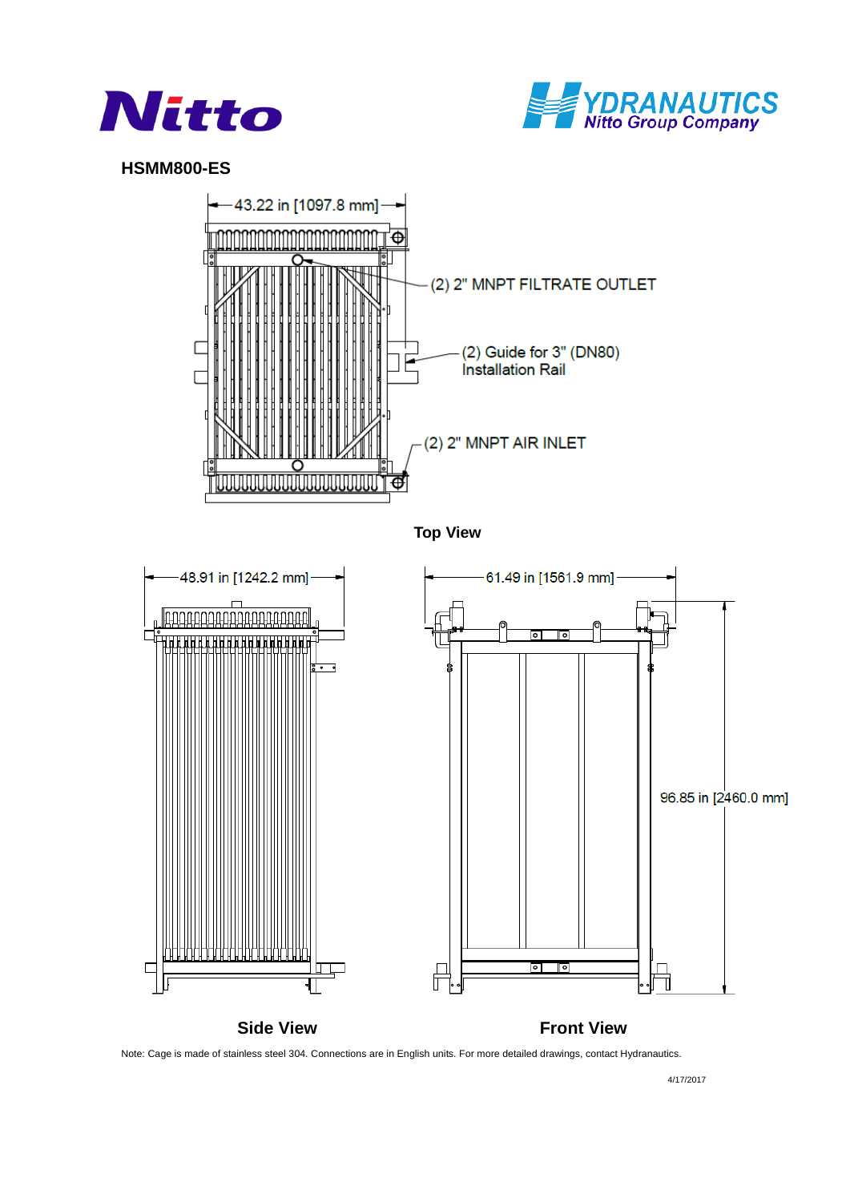Nitto

HYDRANAUTICS
Nitto Group Company

## HSMM800-ES

43.22 in [1097.8 mm]

(2) 2" MNPT FILTRATE OUTLET

(2) Guide for 3" (DN80) Installation Rail

(2) 2" MNPT AIR INLET

**Top View**

48.91 in [1242.2 mm]

61.49 in [1561.9 mm]

96.85 in [2460.0 mm]

**Side View**

**Front View**

Note: Cage is made of stainless steel 304. Connections are in English units. For more detailed drawings, contact Hydranautics.

4/17/2017